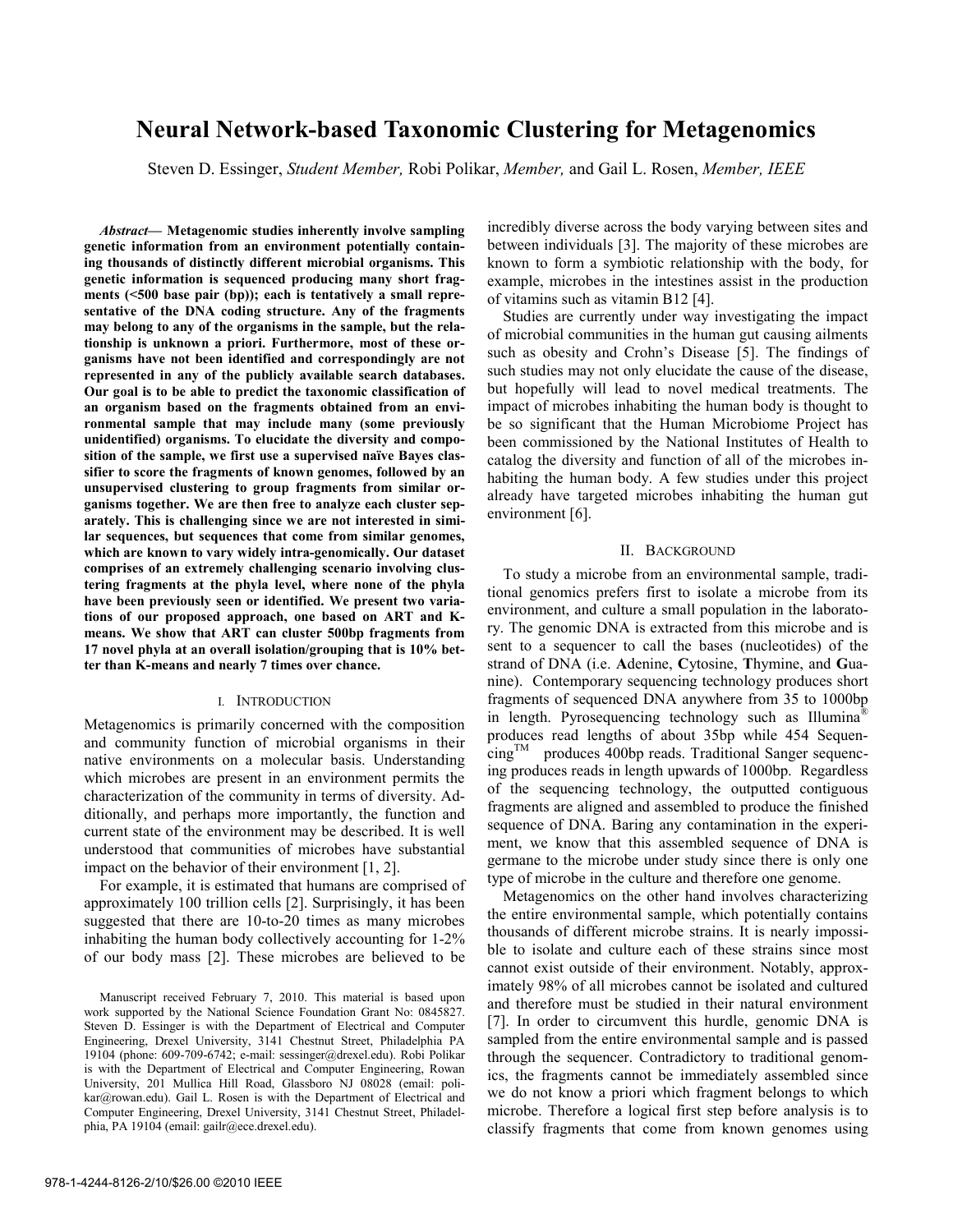# Neural Network-based Taxonomic Clustering for Metagenomics

Steven D. Essinger, *Student Member,* Robi Polikar, *Member,* and Gail L. Rosen, *Member, IEEE*

***Abstract*— Metagenomic studies inherently involve sampling genetic information from an environment potentially containing thousands of distinctly different microbial organisms. This genetic information is sequenced producing many short fragments (<500 base pair (bp)); each is tentatively a small representative of the DNA coding structure. Any of the fragments may belong to any of the organisms in the sample, but the relationship is unknown a priori. Furthermore, most of these organisms have not been identified and correspondingly are not represented in any of the publicly available search databases. Our goal is to be able to predict the taxonomic classification of an organism based on the fragments obtained from an environmental sample that may include many (some previously unidentified) organisms. To elucidate the diversity and composition of the sample, we first use a supervised naïve Bayes classifier to score the fragments of known genomes, followed by an unsupervised clustering to group fragments from similar organisms together. We are then free to analyze each cluster separately. This is challenging since we are not interested in similar sequences, but sequences that come from similar genomes, which are known to vary widely intra-genomically. Our dataset comprises of an extremely challenging scenario involving clustering fragments at the phyla level, where none of the phyla have been previously seen or identified. We present two variations of our proposed approach, one based on ART and K-means. We show that ART can cluster 500bp fragments from 17 novel phyla at an overall isolation/grouping that is 10% better than K-means and nearly 7 times over chance.**

## I. Introduction

Metagenomics is primarily concerned with the composition and community function of microbial organisms in their native environments on a molecular basis. Understanding which microbes are present in an environment permits the characterization of the community in terms of diversity. Additionally, and perhaps more importantly, the function and current state of the environment may be described. It is well understood that communities of microbes have substantial impact on the behavior of their environment [1, 2].

For example, it is estimated that humans are comprised of approximately 100 trillion cells [2]. Surprisingly, it has been suggested that there are 10-to-20 times as many microbes inhabiting the human body collectively accounting for 1-2% of our body mass [2]. These microbes are believed to be incredibly diverse across the body varying between sites and between individuals [3]. The majority of these microbes are known to form a symbiotic relationship with the body, for example, microbes in the intestines assist in the production of vitamins such as vitamin B12 [4].

Studies are currently under way investigating the impact of microbial communities in the human gut causing ailments such as obesity and Crohn's Disease [5]. The findings of such studies may not only elucidate the cause of the disease, but hopefully will lead to novel medical treatments. The impact of microbes inhabiting the human body is thought to be so significant that the Human Microbiome Project has been commissioned by the National Institutes of Health to catalog the diversity and function of all of the microbes inhabiting the human body. A few studies under this project already have targeted microbes inhabiting the human gut environment [6].

## II. Background

To study a microbe from an environmental sample, traditional genomics prefers first to isolate a microbe from its environment, and culture a small population in the laboratory. The genomic DNA is extracted from this microbe and is sent to a sequencer to call the bases (nucleotides) of the strand of DNA (i.e. **A**denine, **C**ytosine, **T**hymine, and **G**uanine). Contemporary sequencing technology produces short fragments of sequenced DNA anywhere from 35 to 1000bp in length. Pyrosequencing technology such as Illumina® produces read lengths of about 35bp while 454 Sequencing™ produces 400bp reads. Traditional Sanger sequencing produces reads in length upwards of 1000bp. Regardless of the sequencing technology, the outputted contiguous fragments are aligned and assembled to produce the finished sequence of DNA. Baring any contamination in the experiment, we know that this assembled sequence of DNA is germane to the microbe under study since there is only one type of microbe in the culture and therefore one genome.

Metagenomics on the other hand involves characterizing the entire environmental sample, which potentially contains thousands of different microbe strains. It is nearly impossible to isolate and culture each of these strains since most cannot exist outside of their environment. Notably, approximately 98% of all microbes cannot be isolated and cultured and therefore must be studied in their natural environment [7]. In order to circumvent this hurdle, genomic DNA is sampled from the entire environmental sample and is passed through the sequencer. Contradictory to traditional genomics, the fragments cannot be immediately assembled since we do not know a priori which fragment belongs to which microbe. Therefore a logical first step before analysis is to classify fragments that come from known genomes using

Manuscript received February 7, 2010. This material is based upon work supported by the National Science Foundation Grant No: 0845827. Steven D. Essinger is with the Department of Electrical and Computer Engineering, Drexel University, 3141 Chestnut Street, Philadelphia PA 19104 (phone: 609-709-6742; e-mail: sessinger@drexel.edu). Robi Polikar is with the Department of Electrical and Computer Engineering, Rowan University, 201 Mullica Hill Road, Glassboro NJ 08028 (email: polikar@rowan.edu). Gail L. Rosen is with the Department of Electrical and Computer Engineering, Drexel University, 3141 Chestnut Street, Philadelphia, PA 19104 (email: gailr@ece.drexel.edu).

978-1-4244-8126-2/10/$26.00 ©2010 IEEE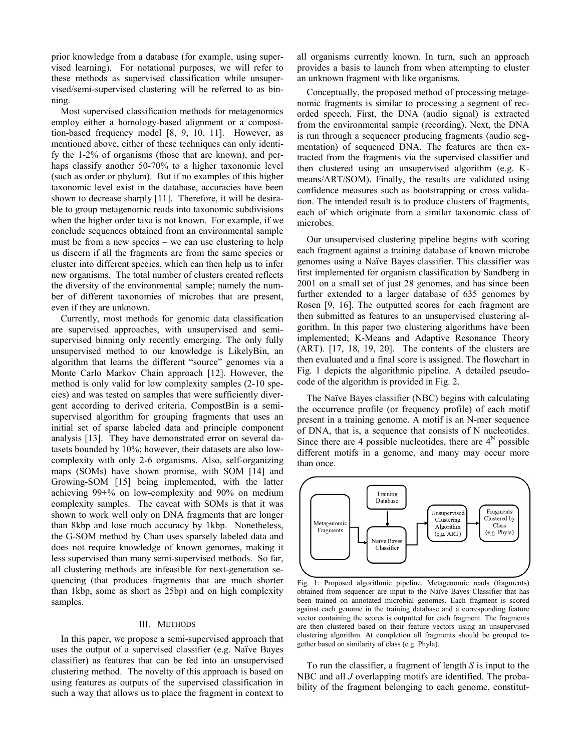prior knowledge from a database (for example, using supervised learning). For notational purposes, we will refer to these methods as supervised classification while unsupervised/semi-supervised clustering will be referred to as binning.

Most supervised classification methods for metagenomics employ either a homology-based alignment or a composition-based frequency model [8, 9, 10, 11]. However, as mentioned above, either of these techniques can only identify the 1-2% of organisms (those that are known), and perhaps classify another 50-70% to a higher taxonomic level (such as order or phylum). But if no examples of this higher taxonomic level exist in the database, accuracies have been shown to decrease sharply [11]. Therefore, it will be desirable to group metagenomic reads into taxonomic subdivisions when the higher order taxa is not known. For example, if we conclude sequences obtained from an environmental sample must be from a new species – we can use clustering to help us discern if all the fragments are from the same species or cluster into different species, which can then help us to infer new organisms. The total number of clusters created reflects the diversity of the environmental sample; namely the number of different taxonomies of microbes that are present, even if they are unknown.

Currently, most methods for genomic data classification are supervised approaches, with unsupervised and semi-supervised binning only recently emerging. The only fully unsupervised method to our knowledge is LikelyBin, an algorithm that learns the different "source" genomes via a Monte Carlo Markov Chain approach [12]. However, the method is only valid for low complexity samples (2-10 species) and was tested on samples that were sufficiently divergent according to derived criteria. CompostBin is a semi-supervised algorithm for grouping fragments that uses an initial set of sparse labeled data and principle component analysis [13]. They have demonstrated error on several datasets bounded by 10%; however, their datasets are also low-complexity with only 2-6 organisms. Also, self-organizing maps (SOMs) have shown promise, with SOM [14] and Growing-SOM [15] being implemented, with the latter achieving 99+% on low-complexity and 90% on medium complexity samples. The caveat with SOMs is that it was shown to work well only on DNA fragments that are longer than 8kbp and lose much accuracy by 1kbp. Nonetheless, the G-SOM method by Chan uses sparsely labeled data and does not require knowledge of known genomes, making it less supervised than many semi-supervised methods. So far, all clustering methods are infeasible for next-generation sequencing (that produces fragments that are much shorter than 1kbp, some as short as 25bp) and on high complexity samples.

## III. Methods

In this paper, we propose a semi-supervised approach that uses the output of a supervised classifier (e.g. Naïve Bayes classifier) as features that can be fed into an unsupervised clustering method. The novelty of this approach is based on using features as outputs of the supervised classification in such a way that allows us to place the fragment in context to all organisms currently known. In turn, such an approach provides a basis to launch from when attempting to cluster an unknown fragment with like organisms.

Conceptually, the proposed method of processing metagenomic fragments is similar to processing a segment of recorded speech. First, the DNA (audio signal) is extracted from the environmental sample (recording). Next, the DNA is run through a sequencer producing fragments (audio segmentation) of sequenced DNA. The features are then extracted from the fragments via the supervised classifier and then clustered using an unsupervised algorithm (e.g. K-means/ART/SOM). Finally, the results are validated using confidence measures such as bootstrapping or cross validation. The intended result is to produce clusters of fragments, each of which originate from a similar taxonomic class of microbes.

Our unsupervised clustering pipeline begins with scoring each fragment against a training database of known microbe genomes using a Naïve Bayes classifier. This classifier was first implemented for organism classification by Sandberg in 2001 on a small set of just 28 genomes, and has since been further extended to a larger database of 635 genomes by Rosen [9, 16]. The outputted scores for each fragment are then submitted as features to an unsupervised clustering algorithm. In this paper two clustering algorithms have been implemented; K-Means and Adaptive Resonance Theory (ART). [17, 18, 19, 20]. The contents of the clusters are then evaluated and a final score is assigned. The flowchart in Fig. 1 depicts the algorithmic pipeline. A detailed pseudocode of the algorithm is provided in Fig. 2.

The Naïve Bayes classifier (NBC) begins with calculating the occurrence profile (or frequency profile) of each motif present in a training genome. A motif is an N-mer sequence of DNA, that is, a sequence that consists of N nucleotides. Since there are 4 possible nucleotides, there are $4^N$ possible different motifs in a genome, and many may occur more than once.

Fig. 1: Proposed algorithmic pipeline. Metagenomic reads (fragments) obtained from sequencer are input to the Naïve Bayes Classifier that has been trained on annotated microbial genomes. Each fragment is scored against each genome in the training database and a corresponding feature vector containing the scores is outputted for each fragment. The fragments are then clustered based on their feature vectors using an unsupervised clustering algorithm. At completion all fragments should be grouped together based on similarity of class (e.g. Phyla).

To run the classifier, a fragment of length *S* is input to the NBC and all *J* overlapping motifs are identified. The probability of the fragment belonging to each genome, constitut-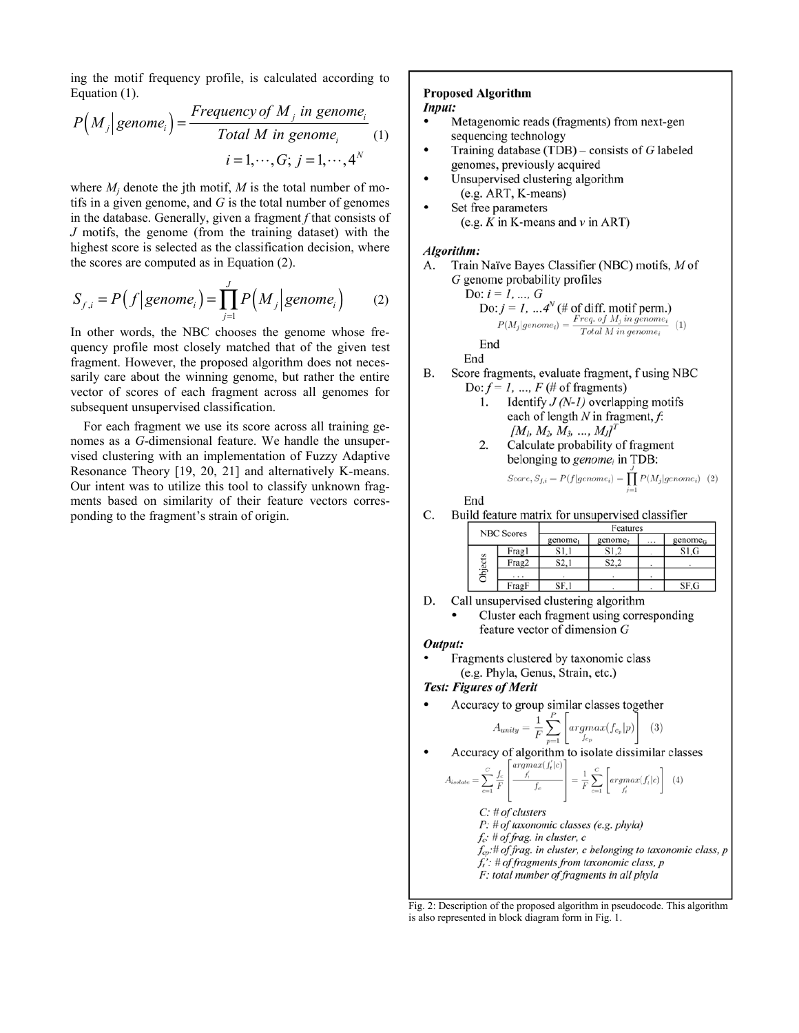ing the motif frequency profile, is calculated according to Equation (1).

$$P\left(M_j \middle| genome_i\right) = \frac{Frequency\ of\ M_j\ in\ genome_i}{Total\ M\ in\ genome_i} \quad (1)$$

$$i = 1, \cdots, G;\ j = 1, \cdots, 4^N$$

where $M_j$ denote the jth motif, $M$ is the total number of motifs in a given genome, and $G$ is the total number of genomes in the database. Generally, given a fragment $f$ that consists of $J$ motifs, the genome (from the training dataset) with the highest score is selected as the classification decision, where the scores are computed as in Equation (2).

$$S_{f,i} = P\left(f \middle| genome_i\right) = \prod_{j=1}^{J} P\left(M_j \middle| genome_i\right) \quad (2)$$

In other words, the NBC chooses the genome whose frequency profile most closely matched that of the given test fragment. However, the proposed algorithm does not necessarily care about the winning genome, but rather the entire vector of scores of each fragment across all genomes for subsequent unsupervised classification.

For each fragment we use its score across all training genomes as a $G$-dimensional feature. We handle the unsupervised clustering with an implementation of Fuzzy Adaptive Resonance Theory [19, 20, 21] and alternatively K-means. Our intent was to utilize this tool to classify unknown fragments based on similarity of their feature vectors corresponding to the fragment's strain of origin.

**Proposed Algorithm**

***Input:***

- Metagenomic reads (fragments) from next-gen sequencing technology
- Training database (TDB) – consists of $G$ labeled genomes, previously acquired
- Unsupervised clustering algorithm (e.g. ART, K-means)
- Set free parameters (e.g. $K$ in K-means and $v$ in ART)

***Algorithm:***

A. Train Naïve Bayes Classifier (NBC) motifs, $M$ of $G$ genome probability profiles

   Do: $i = 1, \ldots, G$

   Do: $j = 1, \ldots 4^N$ (# of diff. motif perm.)

   $$P(M_j|genome_i) = \frac{Freq.\ of\ M_j\ in\ genome_i}{Total\ M\ in\ genome_i} \quad (1)$$

   End

   End

B. Score fragments, evaluate fragment, f using NBC

   Do: $f = 1, \ldots, F$ (# of fragments)

   1. Identify $J\ (N\text{-}1)$ overlapping motifs each of length $N$ in fragment, $f$: $[M_1, M_2, M_3, \ldots, M_J]^T$
   2. Calculate probability of fragment belonging to $genome_i$ in TDB:

   $$Score, S_{f,i} = P(f|genome_i) = \prod_{j=1}^{J} P(M_j|genome_i) \quad (2)$$

   End

C. Build feature matrix for unsupervised classifier

| NBC Scores | | Features | | | |
|---|---|---|---|---|---|
| | | genome$_1$ | genome$_2$ | … | genome$_G$ |
| Objects | Frag1 | S1,1 | S1,2 | . | S1,G |
| | Frag2 | S2,1 | S2,2 | . | . |
| | … | . | . | . | |
| | FragF | SF,1 | . | . | SF,G |

D. Call unsupervised clustering algorithm

   - Cluster each fragment using corresponding feature vector of dimension $G$

***Output:***

- Fragments clustered by taxonomic class (e.g. Phyla, Genus, Strain, etc.)

***Test: Figures of Merit***

- Accuracy to group similar classes together

$$A_{unity} = \frac{1}{F}\sum_{p=1}^{P}\left[\underset{f_{cp}}{argmax}(f_{cp}|p)\right] \quad (3)$$

- Accuracy of algorithm to isolate dissimilar classes

$$A_{isolate} = \sum_{c=1}^{C}\frac{f_c}{F}\left[\frac{\underset{f_i'}{argmax}(f_i'|c)}{f_c}\right] = \frac{1}{F}\sum_{c=1}^{C}\left[\underset{f_i'}{argmax}(f_i'|c)\right] \quad (4)$$

*C: # of clusters*
*P: # of taxonomic classes (e.g. phyla)*
*$f_c$: # of frag. in cluster, c*
*$f_{cp}$: # of frag. in cluster, c belonging to taxonomic class, p*
*$f_i'$: # of fragments from taxonomic class, p*
*F: total number of fragments in all phyla*

Fig. 2: Description of the proposed algorithm in pseudocode. This algorithm is also represented in block diagram form in Fig. 1.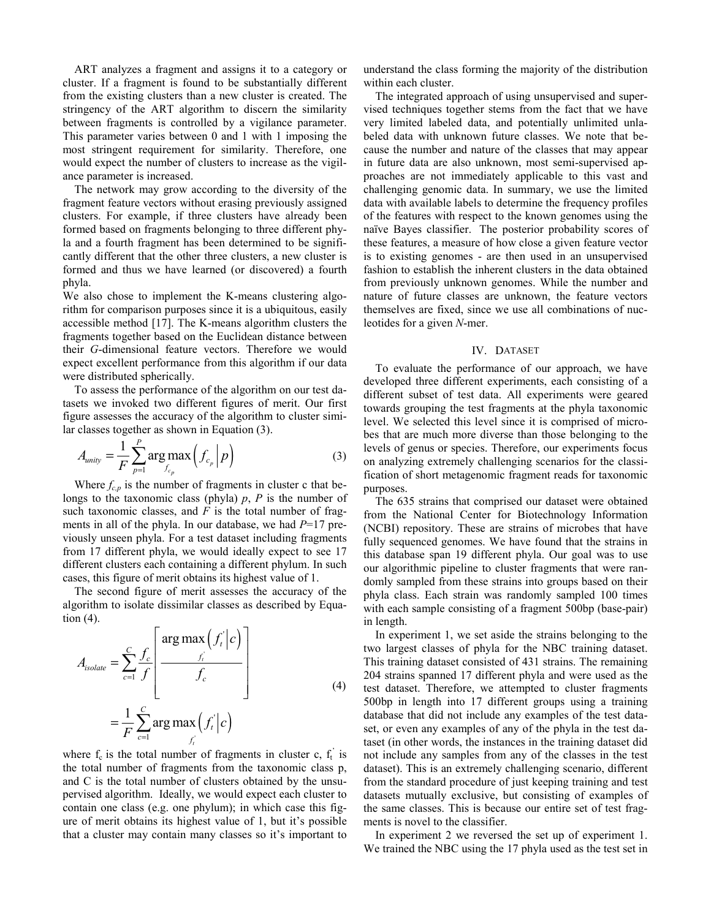ART analyzes a fragment and assigns it to a category or cluster. If a fragment is found to be substantially different from the existing clusters than a new cluster is created. The stringency of the ART algorithm to discern the similarity between fragments is controlled by a vigilance parameter. This parameter varies between 0 and 1 with 1 imposing the most stringent requirement for similarity. Therefore, one would expect the number of clusters to increase as the vigilance parameter is increased.

The network may grow according to the diversity of the fragment feature vectors without erasing previously assigned clusters. For example, if three clusters have already been formed based on fragments belonging to three different phyla and a fourth fragment has been determined to be significantly different that the other three clusters, a new cluster is formed and thus we have learned (or discovered) a fourth phyla.

We also chose to implement the K-means clustering algorithm for comparison purposes since it is a ubiquitous, easily accessible method [17]. The K-means algorithm clusters the fragments together based on the Euclidean distance between their *G*-dimensional feature vectors. Therefore we would expect excellent performance from this algorithm if our data were distributed spherically.

To assess the performance of the algorithm on our test datasets we invoked two different figures of merit. Our first figure assesses the accuracy of the algorithm to cluster similar classes together as shown in Equation (3).

$$A_{unity} = \frac{1}{F}\sum_{p=1}^{P} \underset{f_{c_p}}{\arg\max}\left(f_{c_p} \middle| p\right) \tag{3}$$

Where $f_{c,p}$ is the number of fragments in cluster c that belongs to the taxonomic class (phyla) $p$, $P$ is the number of such taxonomic classes, and $F$ is the total number of fragments in all of the phyla. In our database, we had $P$=17 previously unseen phyla. For a test dataset including fragments from 17 different phyla, we would ideally expect to see 17 different clusters each containing a different phylum. In such cases, this figure of merit obtains its highest value of 1.

The second figure of merit assesses the accuracy of the algorithm to isolate dissimilar classes as described by Equation (4).

$$A_{isolate} = \sum_{c=1}^{C} \frac{f_c}{f}\left[\frac{\underset{f_t^{'}}{\arg\max}\left(f_t^{'} \middle| c\right)}{f_c}\right] = \frac{1}{F}\sum_{c=1}^{C} \underset{f_t^{'}}{\arg\max}\left(f_t^{'} \middle| c\right) \tag{4}$$

where $f_c$ is the total number of fragments in cluster c, $f_t^{'}$ is the total number of fragments from the taxonomic class p, and C is the total number of clusters obtained by the unsupervised algorithm. Ideally, we would expect each cluster to contain one class (e.g. one phylum); in which case this figure of merit obtains its highest value of 1, but it's possible that a cluster may contain many classes so it's important to understand the class forming the majority of the distribution within each cluster.

The integrated approach of using unsupervised and supervised techniques together stems from the fact that we have very limited labeled data, and potentially unlimited unlabeled data with unknown future classes. We note that because the number and nature of the classes that may appear in future data are also unknown, most semi-supervised approaches are not immediately applicable to this vast and challenging genomic data. In summary, we use the limited data with available labels to determine the frequency profiles of the features with respect to the known genomes using the naïve Bayes classifier. The posterior probability scores of these features, a measure of how close a given feature vector is to existing genomes - are then used in an unsupervised fashion to establish the inherent clusters in the data obtained from previously unknown genomes. While the number and nature of future classes are unknown, the feature vectors themselves are fixed, since we use all combinations of nucleotides for a given *N*-mer.

## IV. Dataset

To evaluate the performance of our approach, we have developed three different experiments, each consisting of a different subset of test data. All experiments were geared towards grouping the test fragments at the phyla taxonomic level. We selected this level since it is comprised of microbes that are much more diverse than those belonging to the levels of genus or species. Therefore, our experiments focus on analyzing extremely challenging scenarios for the classification of short metagenomic fragment reads for taxonomic purposes.

The 635 strains that comprised our dataset were obtained from the National Center for Biotechnology Information (NCBI) repository. These are strains of microbes that have fully sequenced genomes. We have found that the strains in this database span 19 different phyla. Our goal was to use our algorithmic pipeline to cluster fragments that were randomly sampled from these strains into groups based on their phyla class. Each strain was randomly sampled 100 times with each sample consisting of a fragment 500bp (base-pair) in length.

In experiment 1, we set aside the strains belonging to the two largest classes of phyla for the NBC training dataset. This training dataset consisted of 431 strains. The remaining 204 strains spanned 17 different phyla and were used as the test dataset. Therefore, we attempted to cluster fragments 500bp in length into 17 different groups using a training database that did not include any examples of the test dataset, or even any examples of any of the phyla in the test dataset (in other words, the instances in the training dataset did not include any samples from any of the classes in the test dataset). This is an extremely challenging scenario, different from the standard procedure of just keeping training and test datasets mutually exclusive, but consisting of examples of the same classes. This is because our entire set of test fragments is novel to the classifier.

In experiment 2 we reversed the set up of experiment 1. We trained the NBC using the 17 phyla used as the test set in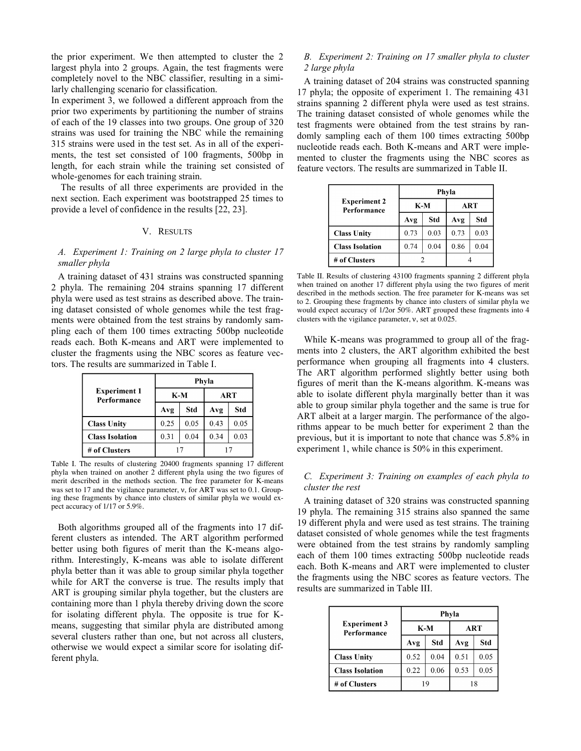the prior experiment. We then attempted to cluster the 2 largest phyla into 2 groups. Again, the test fragments were completely novel to the NBC classifier, resulting in a similarly challenging scenario for classification.

In experiment 3, we followed a different approach from the prior two experiments by partitioning the number of strains of each of the 19 classes into two groups. One group of 320 strains was used for training the NBC while the remaining 315 strains were used in the test set. As in all of the experiments, the test set consisted of 100 fragments, 500bp in length, for each strain while the training set consisted of whole-genomes for each training strain.

The results of all three experiments are provided in the next section. Each experiment was bootstrapped 25 times to provide a level of confidence in the results [22, 23].

## V. Results

### A. Experiment 1: Training on 2 large phyla to cluster 17 smaller phyla

A training dataset of 431 strains was constructed spanning 2 phyla. The remaining 204 strains spanning 17 different phyla were used as test strains as described above. The training dataset consisted of whole genomes while the test fragments were obtained from the test strains by randomly sampling each of them 100 times extracting 500bp nucleotide reads each. Both K-means and ART were implemented to cluster the fragments using the NBC scores as feature vectors. The results are summarized in Table I.

| Experiment 1 Performance | Phyla | | | |
|---|---|---|---|---|
| | K-M | | ART | |
| | Avg | Std | Avg | Std |
| Class Unity | 0.25 | 0.05 | 0.43 | 0.05 |
| Class Isolation | 0.31 | 0.04 | 0.34 | 0.03 |
| # of Clusters | 17 | | 17 | |

Table I. The results of clustering 20400 fragments spanning 17 different phyla when trained on another 2 different phyla using the two figures of merit described in the methods section. The free parameter for K-means was set to 17 and the vigilance parameter, ν, for ART was set to 0.1. Grouping these fragments by chance into clusters of similar phyla we would expect accuracy of 1/17 or 5.9%.

Both algorithms grouped all of the fragments into 17 different clusters as intended. The ART algorithm performed better using both figures of merit than the K-means algorithm. Interestingly, K-means was able to isolate different phyla better than it was able to group similar phyla together while for ART the converse is true. The results imply that ART is grouping similar phyla together, but the clusters are containing more than 1 phyla thereby driving down the score for isolating different phyla. The opposite is true for K-means, suggesting that similar phyla are distributed among several clusters rather than one, but not across all clusters, otherwise we would expect a similar score for isolating different phyla.

### B. Experiment 2: Training on 17 smaller phyla to cluster 2 large phyla

A training dataset of 204 strains was constructed spanning 17 phyla; the opposite of experiment 1. The remaining 431 strains spanning 2 different phyla were used as test strains. The training dataset consisted of whole genomes while the test fragments were obtained from the test strains by randomly sampling each of them 100 times extracting 500bp nucleotide reads each. Both K-means and ART were implemented to cluster the fragments using the NBC scores as feature vectors. The results are summarized in Table II.

| Experiment 2 Performance | Phyla | | | |
|---|---|---|---|---|
| | K-M | | ART | |
| | Avg | Std | Avg | Std |
| Class Unity | 0.73 | 0.03 | 0.73 | 0.03 |
| Class Isolation | 0.74 | 0.04 | 0.86 | 0.04 |
| # of Clusters | 2 | | 4 | |

Table II. Results of clustering 43100 fragments spanning 2 different phyla when trained on another 17 different phyla using the two figures of merit described in the methods section. The free parameter for K-means was set to 2. Grouping these fragments by chance into clusters of similar phyla we would expect accuracy of 1/2or 50%. ART grouped these fragments into 4 clusters with the vigilance parameter, ν, set at 0.025.

While K-means was programmed to group all of the fragments into 2 clusters, the ART algorithm exhibited the best performance when grouping all fragments into 4 clusters. The ART algorithm performed slightly better using both figures of merit than the K-means algorithm. K-means was able to isolate different phyla marginally better than it was able to group similar phyla together and the same is true for ART albeit at a larger margin. The performance of the algorithms appear to be much better for experiment 2 than the previous, but it is important to note that chance was 5.8% in experiment 1, while chance is 50% in this experiment.

### C. Experiment 3: Training on examples of each phyla to cluster the rest

A training dataset of 320 strains was constructed spanning 19 phyla. The remaining 315 strains also spanned the same 19 different phyla and were used as test strains. The training dataset consisted of whole genomes while the test fragments were obtained from the test strains by randomly sampling each of them 100 times extracting 500bp nucleotide reads each. Both K-means and ART were implemented to cluster the fragments using the NBC scores as feature vectors. The results are summarized in Table III.

| Experiment 3 Performance | Phyla | | | |
|---|---|---|---|---|
| | K-M | | ART | |
| | Avg | Std | Avg | Std |
| Class Unity | 0.52 | 0.04 | 0.51 | 0.05 |
| Class Isolation | 0.22 | 0.06 | 0.53 | 0.05 |
| # of Clusters | 19 | | 18 | |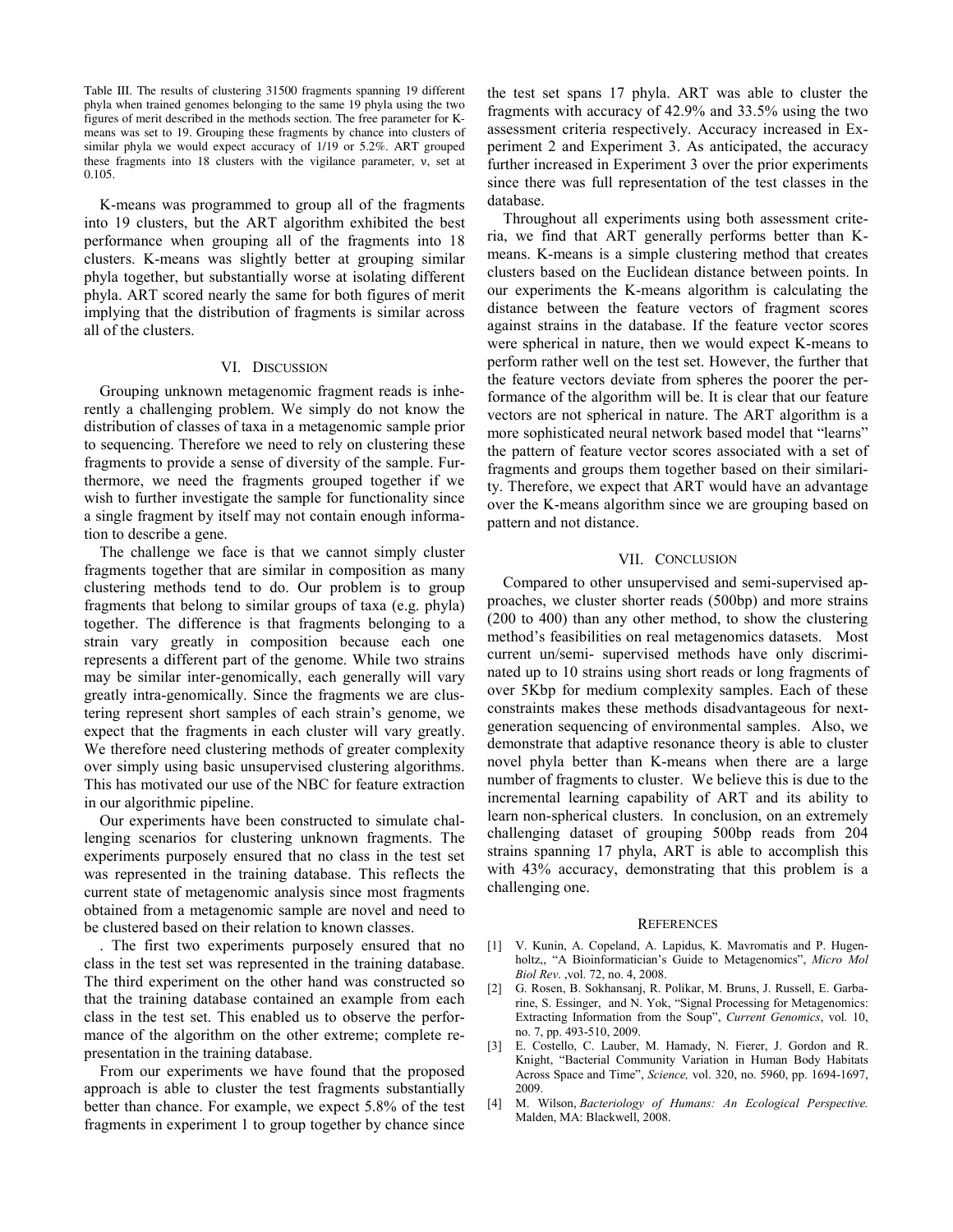Table III. The results of clustering 31500 fragments spanning 19 different phyla when trained genomes belonging to the same 19 phyla using the two figures of merit described in the methods section. The free parameter for K-means was set to 19. Grouping these fragments by chance into clusters of similar phyla we would expect accuracy of 1/19 or 5.2%. ART grouped these fragments into 18 clusters with the vigilance parameter, ν, set at 0.105.

K-means was programmed to group all of the fragments into 19 clusters, but the ART algorithm exhibited the best performance when grouping all of the fragments into 18 clusters. K-means was slightly better at grouping similar phyla together, but substantially worse at isolating different phyla. ART scored nearly the same for both figures of merit implying that the distribution of fragments is similar across all of the clusters.

## VI. Discussion

Grouping unknown metagenomic fragment reads is inherently a challenging problem. We simply do not know the distribution of classes of taxa in a metagenomic sample prior to sequencing. Therefore we need to rely on clustering these fragments to provide a sense of diversity of the sample. Furthermore, we need the fragments grouped together if we wish to further investigate the sample for functionality since a single fragment by itself may not contain enough information to describe a gene.

The challenge we face is that we cannot simply cluster fragments together that are similar in composition as many clustering methods tend to do. Our problem is to group fragments that belong to similar groups of taxa (e.g. phyla) together. The difference is that fragments belonging to a strain vary greatly in composition because each one represents a different part of the genome. While two strains may be similar inter-genomically, each generally will vary greatly intra-genomically. Since the fragments we are clustering represent short samples of each strain's genome, we expect that the fragments in each cluster will vary greatly. We therefore need clustering methods of greater complexity over simply using basic unsupervised clustering algorithms. This has motivated our use of the NBC for feature extraction in our algorithmic pipeline.

Our experiments have been constructed to simulate challenging scenarios for clustering unknown fragments. The experiments purposely ensured that no class in the test set was represented in the training database. This reflects the current state of metagenomic analysis since most fragments obtained from a metagenomic sample are novel and need to be clustered based on their relation to known classes.

. The first two experiments purposely ensured that no class in the test set was represented in the training database. The third experiment on the other hand was constructed so that the training database contained an example from each class in the test set. This enabled us to observe the performance of the algorithm on the other extreme; complete representation in the training database.

From our experiments we have found that the proposed approach is able to cluster the test fragments substantially better than chance. For example, we expect 5.8% of the test fragments in experiment 1 to group together by chance since the test set spans 17 phyla. ART was able to cluster the fragments with accuracy of 42.9% and 33.5% using the two assessment criteria respectively. Accuracy increased in Experiment 2 and Experiment 3. As anticipated, the accuracy further increased in Experiment 3 over the prior experiments since there was full representation of the test classes in the database.

Throughout all experiments using both assessment criteria, we find that ART generally performs better than K-means. K-means is a simple clustering method that creates clusters based on the Euclidean distance between points. In our experiments the K-means algorithm is calculating the distance between the feature vectors of fragment scores against strains in the database. If the feature vector scores were spherical in nature, then we would expect K-means to perform rather well on the test set. However, the further that the feature vectors deviate from spheres the poorer the performance of the algorithm will be. It is clear that our feature vectors are not spherical in nature. The ART algorithm is a more sophisticated neural network based model that "learns" the pattern of feature vector scores associated with a set of fragments and groups them together based on their similarity. Therefore, we expect that ART would have an advantage over the K-means algorithm since we are grouping based on pattern and not distance.

## VII. Conclusion

Compared to other unsupervised and semi-supervised approaches, we cluster shorter reads (500bp) and more strains (200 to 400) than any other method, to show the clustering method's feasibilities on real metagenomics datasets. Most current un/semi- supervised methods have only discriminated up to 10 strains using short reads or long fragments of over 5Kbp for medium complexity samples. Each of these constraints makes these methods disadvantageous for next-generation sequencing of environmental samples. Also, we demonstrate that adaptive resonance theory is able to cluster novel phyla better than K-means when there are a large number of fragments to cluster. We believe this is due to the incremental learning capability of ART and its ability to learn non-spherical clusters. In conclusion, on an extremely challenging dataset of grouping 500bp reads from 204 strains spanning 17 phyla, ART is able to accomplish this with 43% accuracy, demonstrating that this problem is a challenging one.

## References

[1] V. Kunin, A. Copeland, A. Lapidus, K. Mavromatis and P. Hugenholtz,, "A Bioinformatician's Guide to Metagenomics", *Micro Mol Biol Rev.* ,vol. 72, no. 4, 2008.

[2] G. Rosen, B. Sokhansanj, R. Polikar, M. Bruns, J. Russell, E. Garbarine, S. Essinger, and N. Yok, "Signal Processing for Metagenomics: Extracting Information from the Soup", *Current Genomics*, vol. 10, no. 7, pp. 493-510, 2009.

[3] E. Costello, C. Lauber, M. Hamady, N. Fierer, J. Gordon and R. Knight, "Bacterial Community Variation in Human Body Habitats Across Space and Time", *Science,* vol. 320, no. 5960, pp. 1694-1697, 2009.

[4] M. Wilson, *Bacteriology of Humans: An Ecological Perspective.* Malden, MA: Blackwell, 2008.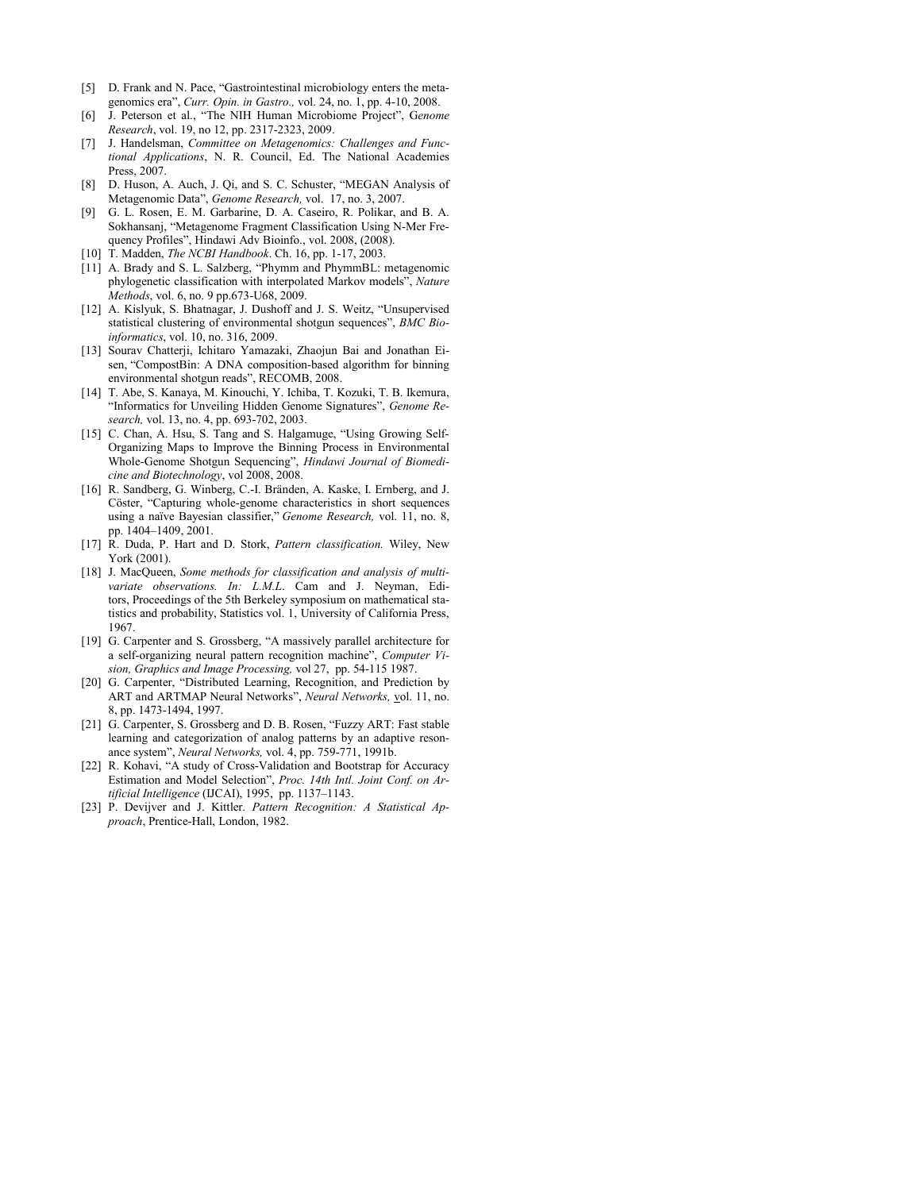[5] D. Frank and N. Pace, "Gastrointestinal microbiology enters the metagenomics era", *Curr. Opin. in Gastro.,* vol. 24, no. 1, pp. 4-10, 2008.

[6] J. Peterson et al., "The NIH Human Microbiome Project", G*enome Research*, vol. 19, no 12, pp. 2317-2323, 2009.

[7] J. Handelsman, *Committee on Metagenomics: Challenges and Functional Applications*, N. R. Council, Ed. The National Academies Press, 2007.

[8] D. Huson, A. Auch, J. Qi, and S. C. Schuster, "MEGAN Analysis of Metagenomic Data", *Genome Research,* vol. 17, no. 3, 2007.

[9] G. L. Rosen, E. M. Garbarine, D. A. Caseiro, R. Polikar, and B. A. Sokhansanj, "Metagenome Fragment Classification Using N-Mer Frequency Profiles", Hindawi Adv Bioinfo., vol. 2008, (2008).

[10] T. Madden, *The NCBI Handbook*. Ch. 16, pp. 1-17, 2003.

[11] A. Brady and S. L. Salzberg, "Phymm and PhymmBL: metagenomic phylogenetic classification with interpolated Markov models", *Nature Methods*, vol. 6, no. 9 pp.673-U68, 2009.

[12] A. Kislyuk, S. Bhatnagar, J. Dushoff and J. S. Weitz, "Unsupervised statistical clustering of environmental shotgun sequences", *BMC Bioinformatics*, vol. 10, no. 316, 2009.

[13] Sourav Chatterji, Ichitaro Yamazaki, Zhaojun Bai and Jonathan Eisen, "CompostBin: A DNA composition-based algorithm for binning environmental shotgun reads", RECOMB, 2008.

[14] T. Abe, S. Kanaya, M. Kinouchi, Y. Ichiba, T. Kozuki, T. B. Ikemura, "Informatics for Unveiling Hidden Genome Signatures", *Genome Research,* vol. 13, no. 4, pp. 693-702, 2003.

[15] C. Chan, A. Hsu, S. Tang and S. Halgamuge, "Using Growing Self-Organizing Maps to Improve the Binning Process in Environmental Whole-Genome Shotgun Sequencing", *Hindawi Journal of Biomedicine and Biotechnology*, vol 2008, 2008.

[16] R. Sandberg, G. Winberg, C.-I. Bränden, A. Kaske, I. Ernberg, and J. Cöster, "Capturing whole-genome characteristics in short sequences using a naïve Bayesian classifier," *Genome Research,* vol. 11, no. 8, pp. 1404–1409, 2001.

[17] R. Duda, P. Hart and D. Stork, *Pattern classification.* Wiley, New York (2001).

[18] J. MacQueen, *Some methods for classification and analysis of multivariate observations. In: L.M.L*. Cam and J. Neyman, Editors, Proceedings of the 5th Berkeley symposium on mathematical statistics and probability, Statistics vol. 1, University of California Press, 1967.

[19] G. Carpenter and S. Grossberg, "A massively parallel architecture for a self-organizing neural pattern recognition machine", *Computer Vision, Graphics and Image Processing,* vol 27, pp. 54-115 1987.

[20] G. Carpenter, "Distributed Learning, Recognition, and Prediction by ART and ARTMAP Neural Networks", *Neural Networks,* vol. 11, no. 8, pp. 1473-1494, 1997.

[21] G. Carpenter, S. Grossberg and D. B. Rosen, "Fuzzy ART: Fast stable learning and categorization of analog patterns by an adaptive resonance system", *Neural Networks,* vol. 4, pp. 759-771, 1991b.

[22] R. Kohavi, "A study of Cross-Validation and Bootstrap for Accuracy Estimation and Model Selection", *Proc. 14th Intl. Joint Conf. on Artificial Intelligence* (IJCAI), 1995, pp. 1137–1143.

[23] P. Devijver and J. Kittler. *Pattern Recognition: A Statistical Approach*, Prentice-Hall, London, 1982.